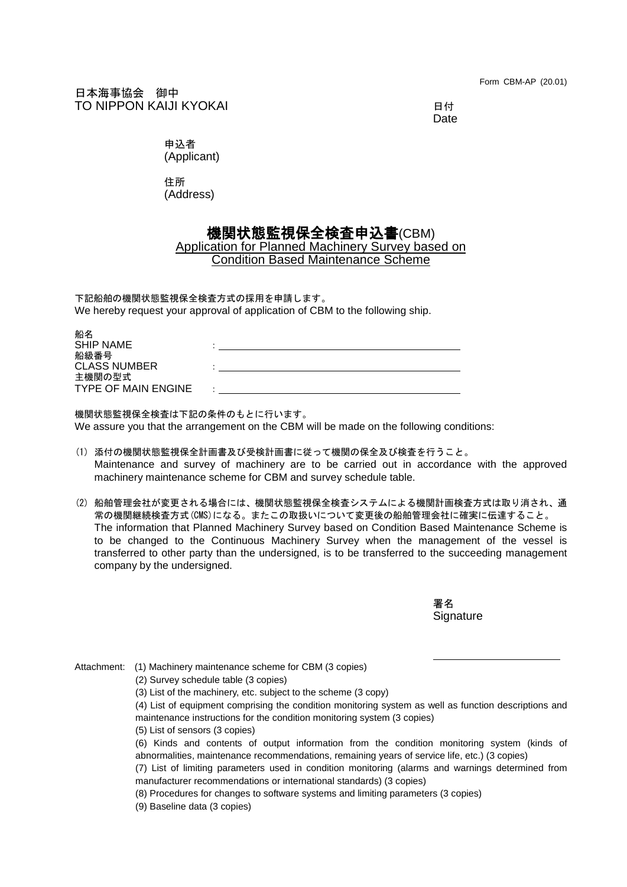Form CBM-AP (20.01)

日本海事協会　御中
TO NIPPON KAIJI KYOKAI

日付
Date

申込者
(Applicant)

住所
(Address)

# 機関状態監視保全検査申込書(CBM)

Application for Planned Machinery Survey based on Condition Based Maintenance Scheme

下記船舶の機関状態監視保全検査方式の採用を申請します。
We hereby request your approval of application of CBM to the following ship.

船名
SHIP NAME :

船級番号
CLASS NUMBER :

主機関の型式
TYPE OF MAIN ENGINE :

機関状態監視保全検査は下記の条件のもとに行います。
We assure you that the arrangement on the CBM will be made on the following conditions:

(1) 添付の機関状態監視保全計画書及び受検計画書に従って機関の保全及び検査を行うこと。
Maintenance and survey of machinery are to be carried out in accordance with the approved machinery maintenance scheme for CBM and survey schedule table.

(2) 船舶管理会社が変更される場合には、機関状態監視保全検査システムによる機関計画検査方式は取り消され、通常の機関継続検査方式(CMS)になる。またこの取扱いについて変更後の船舶管理会社に確実に伝達すること。
The information that Planned Machinery Survey based on Condition Based Maintenance Scheme is to be changed to the Continuous Machinery Survey when the management of the vessel is transferred to other party than the undersigned, is to be transferred to the succeeding management company by the undersigned.

署名
Signature

Attachment:
(1) Machinery maintenance scheme for CBM (3 copies)
(2) Survey schedule table (3 copies)
(3) List of the machinery, etc. subject to the scheme (3 copy)
(4) List of equipment comprising the condition monitoring system as well as function descriptions and maintenance instructions for the condition monitoring system (3 copies)
(5) List of sensors (3 copies)
(6) Kinds and contents of output information from the condition monitoring system (kinds of abnormalities, maintenance recommendations, remaining years of service life, etc.) (3 copies)
(7) List of limiting parameters used in condition monitoring (alarms and warnings determined from manufacturer recommendations or international standards) (3 copies)
(8) Procedures for changes to software systems and limiting parameters (3 copies)
(9) Baseline data (3 copies)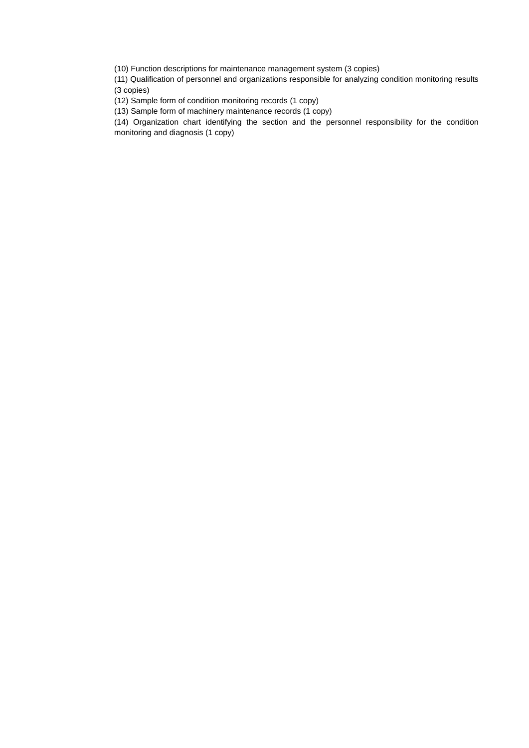(10) Function descriptions for maintenance management system (3 copies)

(11) Qualification of personnel and organizations responsible for analyzing condition monitoring results (3 copies)

(12) Sample form of condition monitoring records (1 copy)

(13) Sample form of machinery maintenance records (1 copy)

(14) Organization chart identifying the section and the personnel responsibility for the condition monitoring and diagnosis (1 copy)